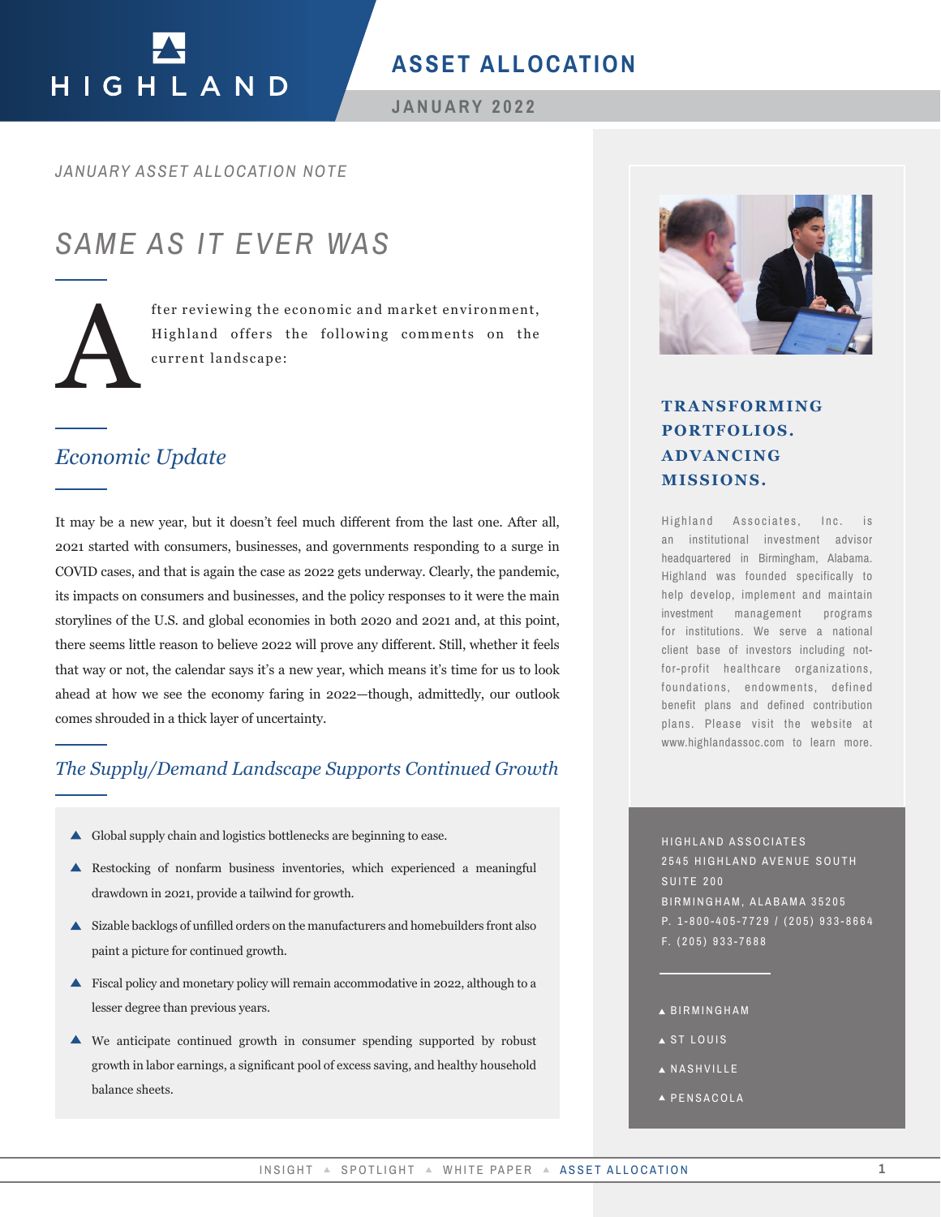HIGHLAND

# ASSET ALLOCATION

JANUARY 2022

*JANUARY ASSET ALLOCATION NOTE*

# *SAME AS IT EVER WAS*

After reviewing the economic and market environment, Highland offers the following comments on the current landscape:

## *Economic Update*

It may be a new year, but it doesn't feel much different from the last one. After all, 2021 started with consumers, businesses, and governments responding to a surge in COVID cases, and that is again the case as 2022 gets underway. Clearly, the pandemic, its impacts on consumers and businesses, and the policy responses to it were the main storylines of the U.S. and global economies in both 2020 and 2021 and, at this point, there seems little reason to believe 2022 will prove any different. Still, whether it feels that way or not, the calendar says it's a new year, which means it's time for us to look ahead at how we see the economy faring in 2022—though, admittedly, our outlook comes shrouded in a thick layer of uncertainty.

## *The Supply/Demand Landscape Supports Continued Growth*

- Global supply chain and logistics bottlenecks are beginning to ease.
- Restocking of nonfarm business inventories, which experienced a meaningful drawdown in 2021, provide a tailwind for growth.
- Sizable backlogs of unfilled orders on the manufacturers and homebuilders front also paint a picture for continued growth.
- Fiscal policy and monetary policy will remain accommodative in 2022, although to a lesser degree than previous years.
- We anticipate continued growth in consumer spending supported by robust growth in labor earnings, a significant pool of excess saving, and healthy household balance sheets.

**TRANSFORMING PORTFOLIOS. ADVANCING MISSIONS.**

Highland Associates, Inc. is an institutional investment advisor headquartered in Birmingham, Alabama. Highland was founded specifically to help develop, implement and maintain investment management programs for institutions. We serve a national client base of investors including not-for-profit healthcare organizations, foundations, endowments, defined benefit plans and defined contribution plans. Please visit the website at www.highlandassoc.com to learn more.

HIGHLAND ASSOCIATES
2545 HIGHLAND AVENUE SOUTH
SUITE 200
BIRMINGHAM, ALABAMA 35205
P. 1-800-405-7729 / (205) 933-8664
F. (205) 933-7688

- BIRMINGHAM
- ST LOUIS
- NASHVILLE
- PENSACOLA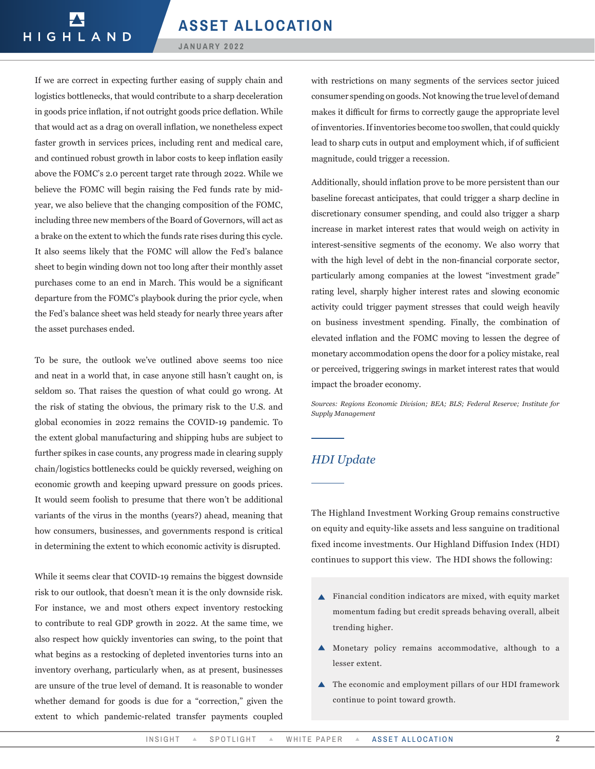If we are correct in expecting further easing of supply chain and logistics bottlenecks, that would contribute to a sharp deceleration in goods price inflation, if not outright goods price deflation. While that would act as a drag on overall inflation, we nonetheless expect faster growth in services prices, including rent and medical care, and continued robust growth in labor costs to keep inflation easily above the FOMC's 2.0 percent target rate through 2022. While we believe the FOMC will begin raising the Fed funds rate by mid-year, we also believe that the changing composition of the FOMC, including three new members of the Board of Governors, will act as a brake on the extent to which the funds rate rises during this cycle. It also seems likely that the FOMC will allow the Fed's balance sheet to begin winding down not too long after their monthly asset purchases come to an end in March. This would be a significant departure from the FOMC's playbook during the prior cycle, when the Fed's balance sheet was held steady for nearly three years after the asset purchases ended.

To be sure, the outlook we've outlined above seems too nice and neat in a world that, in case anyone still hasn't caught on, is seldom so. That raises the question of what could go wrong. At the risk of stating the obvious, the primary risk to the U.S. and global economies in 2022 remains the COVID-19 pandemic. To the extent global manufacturing and shipping hubs are subject to further spikes in case counts, any progress made in clearing supply chain/logistics bottlenecks could be quickly reversed, weighing on economic growth and keeping upward pressure on goods prices. It would seem foolish to presume that there won't be additional variants of the virus in the months (years?) ahead, meaning that how consumers, businesses, and governments respond is critical in determining the extent to which economic activity is disrupted.

While it seems clear that COVID-19 remains the biggest downside risk to our outlook, that doesn't mean it is the only downside risk. For instance, we and most others expect inventory restocking to contribute to real GDP growth in 2022. At the same time, we also respect how quickly inventories can swing, to the point that what begins as a restocking of depleted inventories turns into an inventory overhang, particularly when, as at present, businesses are unsure of the true level of demand. It is reasonable to wonder whether demand for goods is due for a "correction," given the extent to which pandemic-related transfer payments coupled with restrictions on many segments of the services sector juiced consumer spending on goods. Not knowing the true level of demand makes it difficult for firms to correctly gauge the appropriate level of inventories. If inventories become too swollen, that could quickly lead to sharp cuts in output and employment which, if of sufficient magnitude, could trigger a recession.

Additionally, should inflation prove to be more persistent than our baseline forecast anticipates, that could trigger a sharp decline in discretionary consumer spending, and could also trigger a sharp increase in market interest rates that would weigh on activity in interest-sensitive segments of the economy. We also worry that with the high level of debt in the non-financial corporate sector, particularly among companies at the lowest "investment grade" rating level, sharply higher interest rates and slowing economic activity could trigger payment stresses that could weigh heavily on business investment spending. Finally, the combination of elevated inflation and the FOMC moving to lessen the degree of monetary accommodation opens the door for a policy mistake, real or perceived, triggering swings in market interest rates that would impact the broader economy.

*Sources: Regions Economic Division; BEA; BLS; Federal Reserve; Institute for Supply Management*

## *HDI Update*

The Highland Investment Working Group remains constructive on equity and equity-like assets and less sanguine on traditional fixed income investments. Our Highland Diffusion Index (HDI) continues to support this view. The HDI shows the following:

- Financial condition indicators are mixed, with equity market momentum fading but credit spreads behaving overall, albeit trending higher.
- Monetary policy remains accommodative, although to a lesser extent.
- The economic and employment pillars of our HDI framework continue to point toward growth.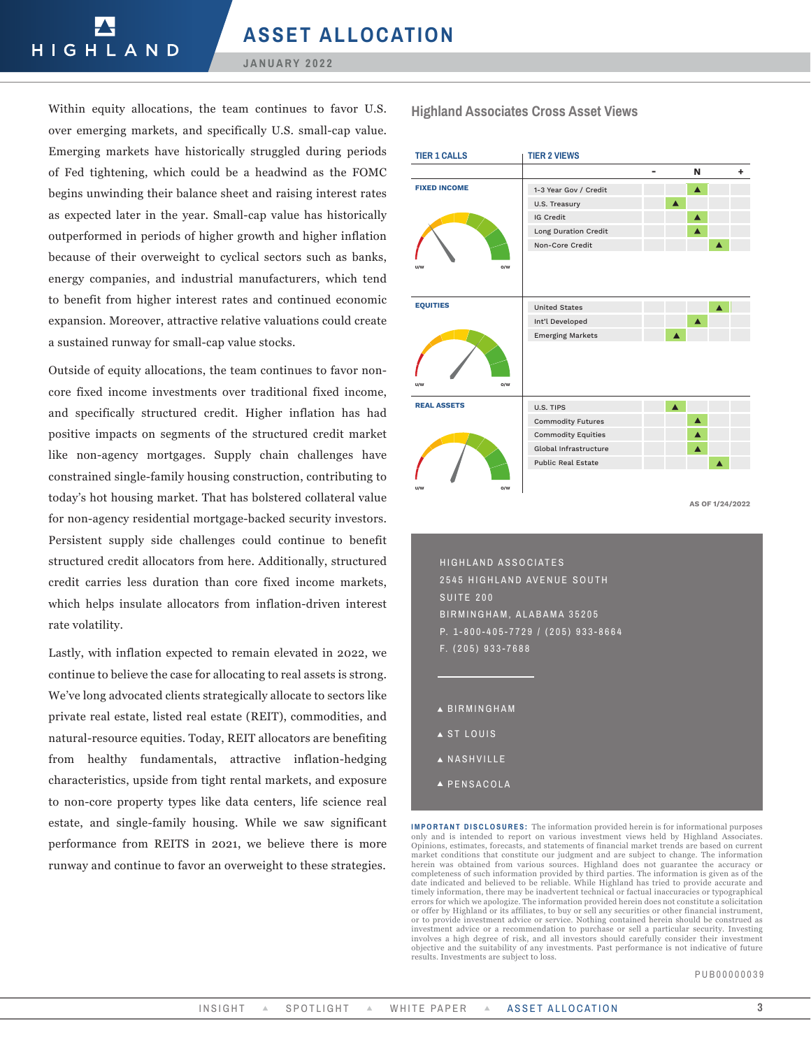Within equity allocations, the team continues to favor U.S. over emerging markets, and specifically U.S. small-cap value. Emerging markets have historically struggled during periods of Fed tightening, which could be a headwind as the FOMC begins unwinding their balance sheet and raising interest rates as expected later in the year. Small-cap value has historically outperformed in periods of higher growth and higher inflation because of their overweight to cyclical sectors such as banks, energy companies, and industrial manufacturers, which tend to benefit from higher interest rates and continued economic expansion. Moreover, attractive relative valuations could create a sustained runway for small-cap value stocks.

Outside of equity allocations, the team continues to favor non-core fixed income investments over traditional fixed income, and specifically structured credit. Higher inflation has had positive impacts on segments of the structured credit market like non-agency mortgages. Supply chain challenges have constrained single-family housing construction, contributing to today's hot housing market. That has bolstered collateral value for non-agency residential mortgage-backed security investors. Persistent supply side challenges could continue to benefit structured credit allocators from here. Additionally, structured credit carries less duration than core fixed income markets, which helps insulate allocators from inflation-driven interest rate volatility.

Lastly, with inflation expected to remain elevated in 2022, we continue to believe the case for allocating to real assets is strong. We've long advocated clients strategically allocate to sectors like private real estate, listed real estate (REIT), commodities, and natural-resource equities. Today, REIT allocators are benefiting from healthy fundamentals, attractive inflation-hedging characteristics, upside from tight rental markets, and exposure to non-core property types like data centers, life science real estate, and single-family housing. While we saw significant performance from REITS in 2021, we believe there is more runway and continue to favor an overweight to these strategies.

## Highland Associates Cross Asset Views

| TIER 1 CALLS | TIER 2 VIEWS | - | | N | | + |
|---|---|---|---|---|---|---|
| FIXED INCOME (U/W – O/W) | 1-3 Year Gov / Credit | | | ▲ | | |
| | U.S. Treasury | | ▲ | | | |
| | IG Credit | | | ▲ | | |
| | Long Duration Credit | | | ▲ | | |
| | Non-Core Credit | | | | ▲ | |
| EQUITIES (U/W – O/W) | United States | | | | ▲ | |
| | Int'l Developed | | | ▲ | | |
| | Emerging Markets | | ▲ | | | |
| REAL ASSETS (U/W – O/W) | U.S. TIPS | | ▲ | | | |
| | Commodity Futures | | | ▲ | | |
| | Commodity Equities | | | ▲ | | |
| | Global Infrastructure | | | ▲ | | |
| | Public Real Estate | | | | ▲ | |

AS OF 1/24/2022

HIGHLAND ASSOCIATES
2545 HIGHLAND AVENUE SOUTH
SUITE 200
BIRMINGHAM, ALABAMA 35205
P. 1-800-405-7729 / (205) 933-8664
F. (205) 933-7688

▲ BIRMINGHAM

▲ ST LOUIS

▲ NASHVILLE

▲ PENSACOLA

**IMPORTANT DISCLOSURES:** The information provided herein is for informational purposes only and is intended to report on various investment views held by Highland Associates. Opinions, estimates, forecasts, and statements of financial market trends are based on current market conditions that constitute our judgment and are subject to change. The information herein was obtained from various sources. Highland does not guarantee the accuracy or completeness of such information provided by third parties. The information is given as of the date indicated and believed to be reliable. While Highland has tried to provide accurate and timely information, there may be inadvertent technical or factual inaccuracies or typographical errors for which we apologize. The information provided herein does not constitute a solicitation or offer by Highland or its affiliates, to buy or sell any securities or other financial instrument, or to provide investment advice or service. Nothing contained herein should be construed as investment advice or a recommendation to purchase or sell a particular security. Investing involves a high degree of risk, and all investors should carefully consider their investment objective and the suitability of any investments. Past performance is not indicative of future results. Investments are subject to loss.

PUB00000039